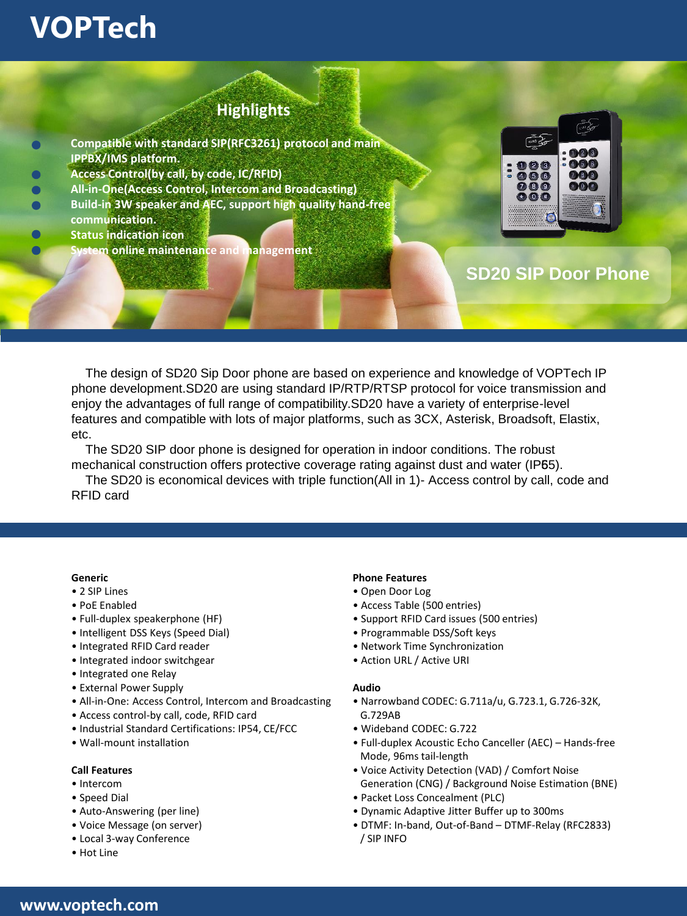# VOPTech

## Highlights

- Compatible with standard SIP(RFC3261) protocol and main IPPBX/IMS platform.
- Access Control(by call, by code, IC/RFID)
- All-in-One(Access Control, Intercom and Broadcasting)
- Build-in 3W speaker and AEC, support high quality hand-free communication.
- Status indication icon
- System online maintenance and management

## SD20 SIP Door Phone

The design of SD20 Sip Door phone are based on experience and knowledge of VOPTech IP phone development.SD20 are using standard IP/RTP/RTSP protocol for voice transmission and enjoy the advantages of full range of compatibility.SD20 have a variety of enterprise-level features and compatible with lots of major platforms, such as 3CX, Asterisk, Broadsoft, Elastix, etc.

The SD20 SIP door phone is designed for operation in indoor conditions. The robust mechanical construction offers protective coverage rating against dust and water (IP65).

The SD20 is economical devices with triple function(All in 1)- Access control by call, code and RFID card

**Generic**

- 2 SIP Lines
- PoE Enabled
- Full-duplex speakerphone (HF)
- Intelligent DSS Keys (Speed Dial)
- Integrated RFID Card reader
- Integrated indoor switchgear
- Integrated one Relay
- External Power Supply
- All-in-One: Access Control, Intercom and Broadcasting
- Access control-by call, code, RFID card
- Industrial Standard Certifications: IP54, CE/FCC
- Wall-mount installation

**Call Features**

- Intercom
- Speed Dial
- Auto-Answering (per line)
- Voice Message (on server)
- Local 3-way Conference
- Hot Line

**Phone Features**

- Open Door Log
- Access Table (500 entries)
- Support RFID Card issues (500 entries)
- Programmable DSS/Soft keys
- Network Time Synchronization
- Action URL / Active URI

**Audio**

- Narrowband CODEC: G.711a/u, G.723.1, G.726-32K, G.729AB
- Wideband CODEC: G.722
- Full-duplex Acoustic Echo Canceller (AEC) – Hands-free Mode, 96ms tail-length
- Voice Activity Detection (VAD) / Comfort Noise Generation (CNG) / Background Noise Estimation (BNE)
- Packet Loss Concealment (PLC)
- Dynamic Adaptive Jitter Buffer up to 300ms
- DTMF: In-band, Out-of-Band – DTMF-Relay (RFC2833) / SIP INFO

www.voptech.com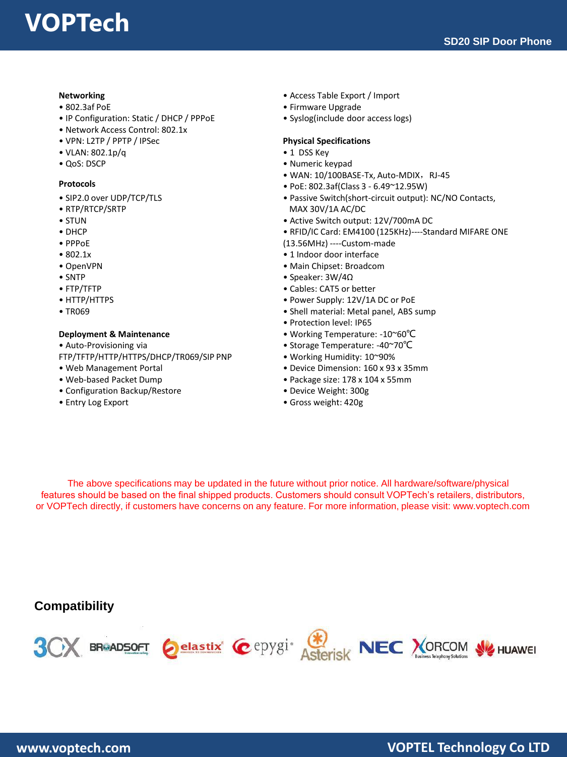**Networking**

- 802.3af PoE
- IP Configuration: Static / DHCP / PPPoE
- Network Access Control: 802.1x
- VPN: L2TP / PPTP / IPSec
- VLAN: 802.1p/q
- QoS: DSCP

**Protocols**

- SIP2.0 over UDP/TCP/TLS
- RTP/RTCP/SRTP
- STUN
- DHCP
- PPPoE
- 802.1x
- OpenVPN
- SNTP
- FTP/TFTP
- HTTP/HTTPS
- TR069

**Deployment & Maintenance**

- Auto-Provisioning via FTP/TFTP/HTTP/HTTPS/DHCP/TR069/SIP PNP
- Web Management Portal
- Web-based Packet Dump
- Configuration Backup/Restore
- Entry Log Export
- Access Table Export / Import
- Firmware Upgrade
- Syslog(include door access logs)

**Physical Specifications**

- 1 DSS Key
- Numeric keypad
- WAN: 10/100BASE-Tx, Auto-MDIX， RJ-45
- PoE: 802.3af(Class 3 - 6.49~12.95W)
- Passive Switch(short-circuit output): NC/NO Contacts, MAX 30V/1A AC/DC
- Active Switch output: 12V/700mA DC
- RFID/IC Card: EM4100 (125KHz)----Standard MIFARE ONE (13.56MHz) ----Custom-made
- 1 Indoor door interface
- Main Chipset: Broadcom
- Speaker: 3W/4Ω
- Cables: CAT5 or better
- Power Supply: 12V/1A DC or PoE
- Shell material: Metal panel, ABS sump
- Protection level: IP65
- Working Temperature: -10~60℃
- Storage Temperature: -40~70℃
- Working Humidity: 10~90%
- Device Dimension: 160 x 93 x 35mm
- Package size: 178 x 104 x 55mm
- Device Weight: 300g
- Gross weight: 420g

The above specifications may be updated in the future without prior notice. All hardware/software/physical features should be based on the final shipped products. Customers should consult VOPTech's retailers, distributors, or VOPTech directly, if customers have concerns on any feature. For more information, please visit: www.voptech.com

## Compatibility

3CX BROADSOFT elastix epygi Asterisk NEC XORCOM HUAWEI